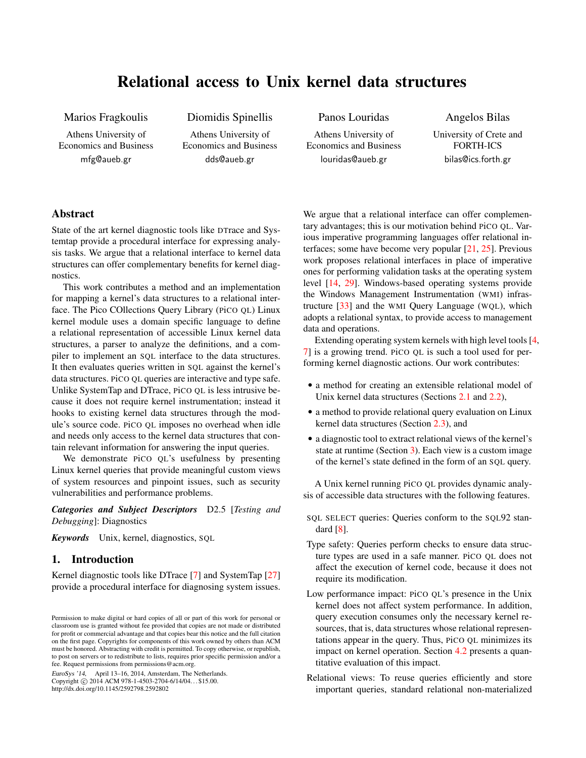# Relational access to Unix kernel data structures

Marios Fragkoulis
Athens University of Economics and Business
mfg@aueb.gr

Diomidis Spinellis
Athens University of Economics and Business
dds@aueb.gr

Panos Louridas
Athens University of Economics and Business
louridas@aueb.gr

Angelos Bilas
University of Crete and FORTH-ICS
bilas@ics.forth.gr

## Abstract

State of the art kernel diagnostic tools like DTrace and Systemtap provide a procedural interface for expressing analysis tasks. We argue that a relational interface to kernel data structures can offer complementary benefits for kernel diagnostics.

This work contributes a method and an implementation for mapping a kernel's data structures to a relational interface. The Pico COllections Query Library (PiCO QL) Linux kernel module uses a domain specific language to define a relational representation of accessible Linux kernel data structures, a parser to analyze the definitions, and a compiler to implement an SQL interface to the data structures. It then evaluates queries written in SQL against the kernel's data structures. PiCO QL queries are interactive and type safe. Unlike SystemTap and DTrace, PiCO QL is less intrusive because it does not require kernel instrumentation; instead it hooks to existing kernel data structures through the module's source code. PiCO QL imposes no overhead when idle and needs only access to the kernel data structures that contain relevant information for answering the input queries.

We demonstrate PiCO QL's usefulness by presenting Linux kernel queries that provide meaningful custom views of system resources and pinpoint issues, such as security vulnerabilities and performance problems.

***Categories and Subject Descriptors*** D2.5 [*Testing and Debugging*]: Diagnostics

***Keywords*** Unix, kernel, diagnostics, SQL

## 1. Introduction

Kernel diagnostic tools like DTrace [7] and SystemTap [27] provide a procedural interface for diagnosing system issues. We argue that a relational interface can offer complementary advantages; this is our motivation behind PiCO QL. Various imperative programming languages offer relational interfaces; some have become very popular [21, 25]. Previous work proposes relational interfaces in place of imperative ones for performing validation tasks at the operating system level [14, 29]. Windows-based operating systems provide the Windows Management Instrumentation (WMI) infrastructure [33] and the WMI Query Language (WQL), which adopts a relational syntax, to provide access to management data and operations.

Extending operating system kernels with high level tools [4, 7] is a growing trend. PiCO QL is such a tool used for performing kernel diagnostic actions. Our work contributes:

- a method for creating an extensible relational model of Unix kernel data structures (Sections 2.1 and 2.2),
- a method to provide relational query evaluation on Linux kernel data structures (Section 2.3), and
- a diagnostic tool to extract relational views of the kernel's state at runtime (Section 3). Each view is a custom image of the kernel's state defined in the form of an SQL query.

A Unix kernel running PiCO QL provides dynamic analysis of accessible data structures with the following features.

SQL SELECT queries: Queries conform to the SQL92 standard [8].

Type safety: Queries perform checks to ensure data structure types are used in a safe manner. PiCO QL does not affect the execution of kernel code, because it does not require its modification.

Low performance impact: PiCO QL's presence in the Unix kernel does not affect system performance. In addition, query execution consumes only the necessary kernel resources, that is, data structures whose relational representations appear in the query. Thus, PiCO QL minimizes its impact on kernel operation. Section 4.2 presents a quantitative evaluation of this impact.

Relational views: To reuse queries efficiently and store important queries, standard relational non-materialized

Permission to make digital or hard copies of all or part of this work for personal or classroom use is granted without fee provided that copies are not made or distributed for profit or commercial advantage and that copies bear this notice and the full citation on the first page. Copyrights for components of this work owned by others than ACM must be honored. Abstracting with credit is permitted. To copy otherwise, or republish, to post on servers or to redistribute to lists, requires prior specific permission and/or a fee. Request permissions from permissions@acm.org.
*EuroSys '14*, April 13–16, 2014, Amsterdam, The Netherlands.
Copyright © 2014 ACM 978-1-4503-2704-6/14/04... $15.00.
http://dx.doi.org/10.1145/2592798.2592802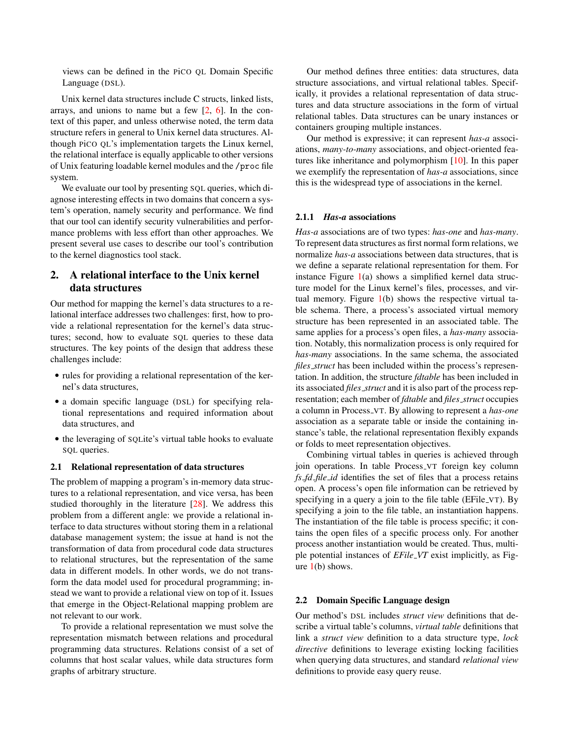views can be defined in the PiCO QL Domain Specific Language (DSL).

Unix kernel data structures include C structs, linked lists, arrays, and unions to name but a few [2, 6]. In the context of this paper, and unless otherwise noted, the term data structure refers in general to Unix kernel data structures. Although PiCO QL's implementation targets the Linux kernel, the relational interface is equally applicable to other versions of Unix featuring loadable kernel modules and the /proc file system.

We evaluate our tool by presenting SQL queries, which diagnose interesting effects in two domains that concern a system's operation, namely security and performance. We find that our tool can identify security vulnerabilities and performance problems with less effort than other approaches. We present several use cases to describe our tool's contribution to the kernel diagnostics tool stack.

## 2. A relational interface to the Unix kernel data structures

Our method for mapping the kernel's data structures to a relational interface addresses two challenges: first, how to provide a relational representation for the kernel's data structures; second, how to evaluate SQL queries to these data structures. The key points of the design that address these challenges include:

- rules for providing a relational representation of the kernel's data structures,
- a domain specific language (DSL) for specifying relational representations and required information about data structures, and
- the leveraging of SQLite's virtual table hooks to evaluate SQL queries.

### 2.1 Relational representation of data structures

The problem of mapping a program's in-memory data structures to a relational representation, and vice versa, has been studied thoroughly in the literature [28]. We address this problem from a different angle: we provide a relational interface to data structures without storing them in a relational database management system; the issue at hand is not the transformation of data from procedural code data structures to relational structures, but the representation of the same data in different models. In other words, we do not transform the data model used for procedural programming; instead we want to provide a relational view on top of it. Issues that emerge in the Object-Relational mapping problem are not relevant to our work.

To provide a relational representation we must solve the representation mismatch between relations and procedural programming data structures. Relations consist of a set of columns that host scalar values, while data structures form graphs of arbitrary structure.

Our method defines three entities: data structures, data structure associations, and virtual relational tables. Specifically, it provides a relational representation of data structures and data structure associations in the form of virtual relational tables. Data structures can be unary instances or containers grouping multiple instances.

Our method is expressive; it can represent *has-a* associations, *many-to-many* associations, and object-oriented features like inheritance and polymorphism [10]. In this paper we exemplify the representation of *has-a* associations, since this is the widespread type of associations in the kernel.

#### 2.1.1 *Has-a* associations

*Has-a* associations are of two types: *has-one* and *has-many*. To represent data structures as first normal form relations, we normalize *has-a* associations between data structures, that is we define a separate relational representation for them. For instance Figure 1(a) shows a simplified kernel data structure model for the Linux kernel's files, processes, and virtual memory. Figure 1(b) shows the respective virtual table schema. There, a process's associated virtual memory structure has been represented in an associated table. The same applies for a process's open files, a *has-many* association. Notably, this normalization process is only required for *has-many* associations. In the same schema, the associated *files_struct* has been included within the process's representation. In addition, the structure *fdtable* has been included in its associated *files_struct* and it is also part of the process representation; each member of *fdtable* and *files_struct* occupies a column in Process_VT. By allowing to represent a *has-one* association as a separate table or inside the containing instance's table, the relational representation flexibly expands or folds to meet representation objectives.

Combining virtual tables in queries is achieved through join operations. In table Process_VT foreign key column *fs_fd_file_id* identifies the set of files that a process retains open. A process's open file information can be retrieved by specifying in a query a join to the file table (EFile_VT). By specifying a join to the file table, an instantiation happens. The instantiation of the file table is process specific; it contains the open files of a specific process only. For another process another instantiation would be created. Thus, multiple potential instances of *EFile_VT* exist implicitly, as Figure 1(b) shows.

### 2.2 Domain Specific Language design

Our method's DSL includes *struct view* definitions that describe a virtual table's columns, *virtual table* definitions that link a *struct view* definition to a data structure type, *lock directive* definitions to leverage existing locking facilities when querying data structures, and standard *relational view* definitions to provide easy query reuse.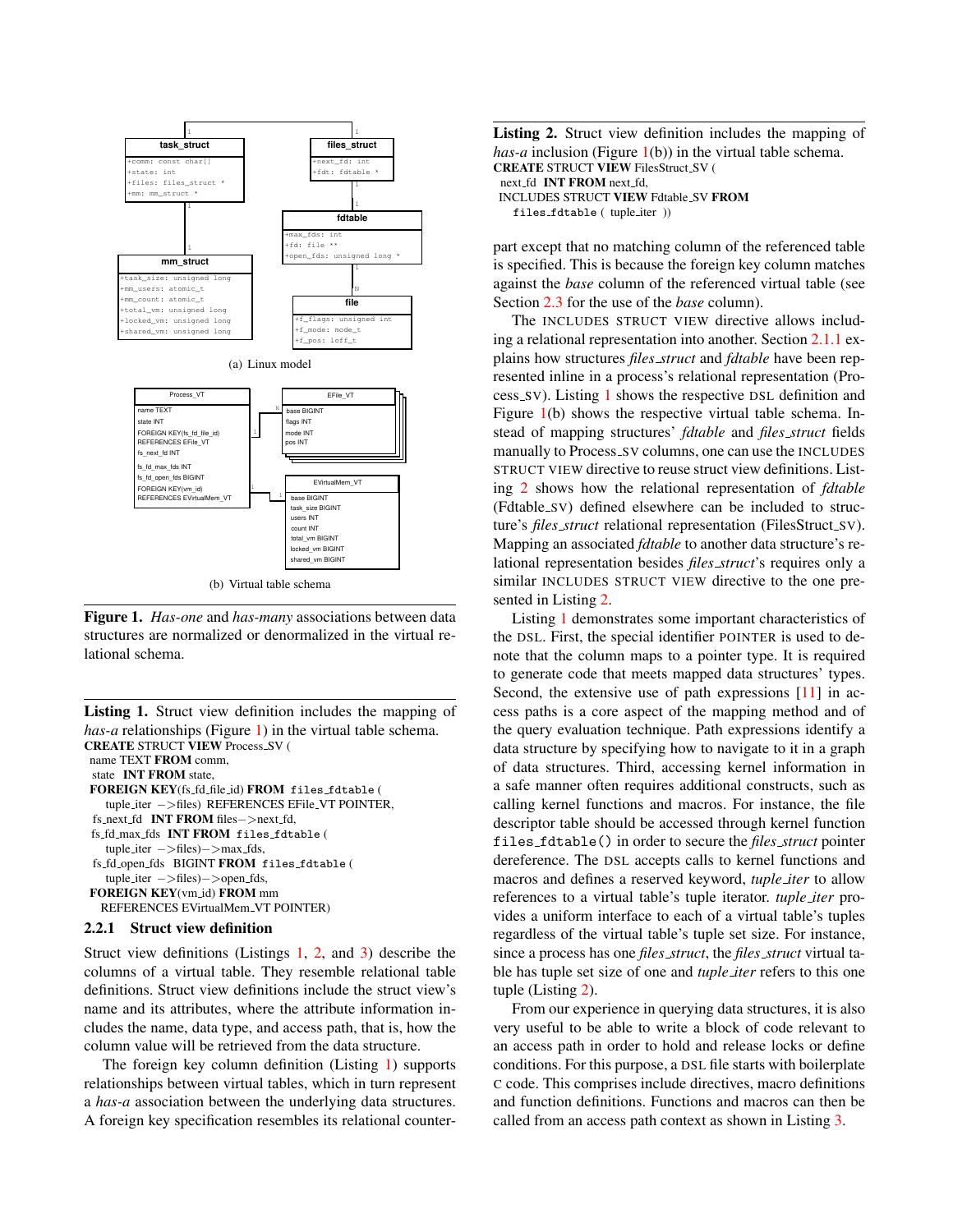(a) Linux model

(b) Virtual table schema

**Figure 1.** *Has-one* and *has-many* associations between data structures are normalized or denormalized in the virtual relational schema.

**Listing 1.** Struct view definition includes the mapping of *has-a* relationships (Figure 1) in the virtual table schema.

```
CREATE STRUCT VIEW Process_SV (
 name TEXT FROM comm,
 state  INT FROM state,
 FOREIGN KEY(fs_fd_file_id) FROM  files_fdtable (
    tuple_iter  −>files) REFERENCES EFile_VT POINTER,
 fs_next_fd  INT FROM files−>next_fd,
 fs_fd_max_fds  INT FROM files_fdtable (
    tuple_iter  −>files)−>max_fds,
 fs_fd_open_fds  BIGINT FROM files_fdtable (
    tuple_iter  −>files)−>open_fds,
 FOREIGN KEY(vm_id) FROM mm
   REFERENCES EVirtualMem_VT POINTER)
```

#### 2.2.1 Struct view definition

Struct view definitions (Listings 1, 2, and 3) describe the columns of a virtual table. They resemble relational table definitions. Struct view definitions include the struct view's name and its attributes, where the attribute information includes the name, data type, and access path, that is, how the column value will be retrieved from the data structure.

The foreign key column definition (Listing 1) supports relationships between virtual tables, which in turn represent a *has-a* association between the underlying data structures. A foreign key specification resembles its relational counterpart except that no matching column of the referenced table is specified. This is because the foreign key column matches against the *base* column of the referenced virtual table (see Section 2.3 for the use of the *base* column).

**Listing 2.** Struct view definition includes the mapping of *has-a* inclusion (Figure 1(b)) in the virtual table schema.

```
CREATE STRUCT VIEW FilesStruct_SV (
 next_fd  INT FROM next_fd,
 INCLUDES STRUCT VIEW Fdtable_SV FROM
    files_fdtable ( tuple_iter ))
```

The INCLUDES STRUCT VIEW directive allows including a relational representation into another. Section 2.1.1 explains how structures *files_struct* and *fdtable* have been represented inline in a process's relational representation (Process_SV). Listing 1 shows the respective DSL definition and Figure 1(b) shows the respective virtual table schema. Instead of mapping structures' *fdtable* and *files_struct* fields manually to Process_SV columns, one can use the INCLUDES STRUCT VIEW directive to reuse struct view definitions. Listing 2 shows how the relational representation of *fdtable* (Fdtable_SV) defined elsewhere can be included to structure's *files_struct* relational representation (FilesStruct_SV). Mapping an associated *fdtable* to another data structure's relational representation besides *files_struct*'s requires only a similar INCLUDES STRUCT VIEW directive to the one presented in Listing 2.

Listing 1 demonstrates some important characteristics of the DSL. First, the special identifier POINTER is used to denote that the column maps to a pointer type. It is required to generate code that meets mapped data structures' types. Second, the extensive use of path expressions [11] in access paths is a core aspect of the mapping method and of the query evaluation technique. Path expressions identify a data structure by specifying how to navigate to it in a graph of data structures. Third, accessing kernel information in a safe manner often requires additional constructs, such as calling kernel functions and macros. For instance, the file descriptor table should be accessed through kernel function `files_fdtable()` in order to secure the *files_struct* pointer dereference. The DSL accepts calls to kernel functions and macros and defines a reserved keyword, *tuple_iter* to allow references to a virtual table's tuple iterator. *tuple_iter* provides a uniform interface to each of a virtual table's tuples regardless of the virtual table's tuple set size. For instance, since a process has one *files_struct*, the *files_struct* virtual table has tuple set size of one and *tuple_iter* refers to this one tuple (Listing 2).

From our experience in querying data structures, it is also very useful to be able to write a block of code relevant to an access path in order to hold and release locks or define conditions. For this purpose, a DSL file starts with boilerplate C code. This comprises include directives, macro definitions and function definitions. Functions and macros can then be called from an access path context as shown in Listing 3.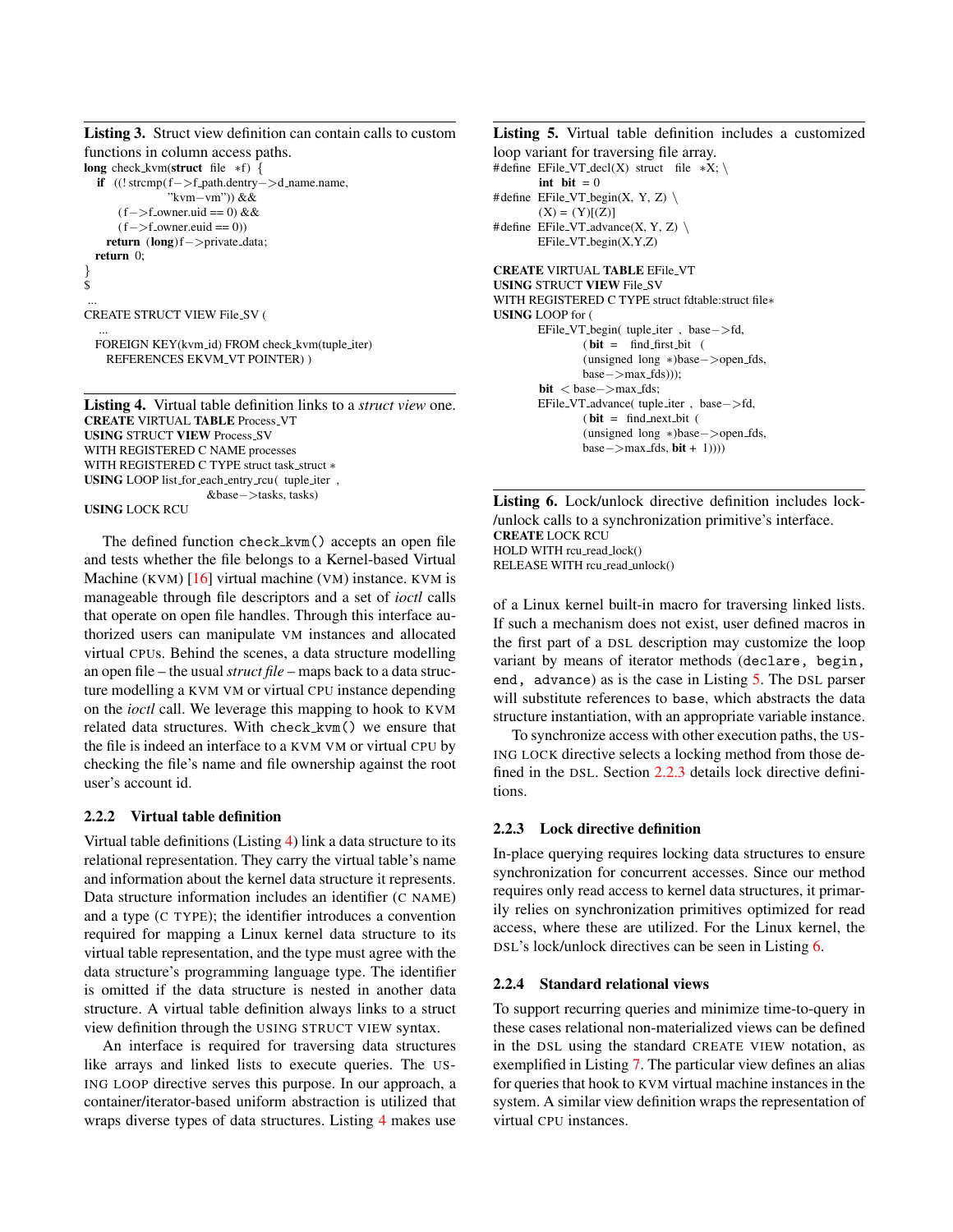**Listing 3.** Struct view definition can contain calls to custom functions in column access paths.

```
long check_kvm(struct file *f) {
  if ((!strcmp(f->f_path.dentry->d_name.name,
               "kvm-vm")) &&
      (f->f_owner.uid == 0) &&
      (f->f_owner.euid == 0))
    return (long)f->private_data;
  return 0;
}
$
...
CREATE STRUCT VIEW File_SV (
  ...
  FOREIGN KEY(kvm_id) FROM check_kvm(tuple_iter)
    REFERENCES EKVM_VT POINTER) )
```

**Listing 4.** Virtual table definition links to a *struct view* one.

```
CREATE VIRTUAL TABLE Process_VT
USING STRUCT VIEW Process_SV
WITH REGISTERED C NAME processes
WITH REGISTERED C TYPE struct task_struct *
USING LOOP list_for_each_entry_rcu( tuple_iter ,
                        &base->tasks, tasks)
USING LOCK RCU
```

The defined function `check_kvm()` accepts an open file and tests whether the file belongs to a Kernel-based Virtual Machine (KVM) [16] virtual machine (VM) instance. KVM is manageable through file descriptors and a set of *ioctl* calls that operate on open file handles. Through this interface authorized users can manipulate VM instances and allocated virtual CPUs. Behind the scenes, a data structure modelling an open file – the usual *struct file* – maps back to a data structure modelling a KVM VM or virtual CPU instance depending on the *ioctl* call. We leverage this mapping to hook to KVM related data structures. With `check_kvm()` we ensure that the file is indeed an interface to a KVM VM or virtual CPU by checking the file's name and file ownership against the root user's account id.

### 2.2.2 Virtual table definition

Virtual table definitions (Listing 4) link a data structure to its relational representation. They carry the virtual table's name and information about the kernel data structure it represents. Data structure information includes an identifier (C NAME) and a type (C TYPE); the identifier introduces a convention required for mapping a Linux kernel data structure to its virtual table representation, and the type must agree with the data structure's programming language type. The identifier is omitted if the data structure is nested in another data structure. A virtual table definition always links to a struct view definition through the USING STRUCT VIEW syntax.

An interface is required for traversing data structures like arrays and linked lists to execute queries. The USING LOOP directive serves this purpose. In our approach, a container/iterator-based uniform abstraction is utilized that wraps diverse types of data structures. Listing 4 makes use of a Linux kernel built-in macro for traversing linked lists. If such a mechanism does not exist, user defined macros in the first part of a DSL description may customize the loop variant by means of iterator methods (`declare, begin, end, advance`) as is the case in Listing 5. The DSL parser will substitute references to `base`, which abstracts the data structure instantiation, with an appropriate variable instance.

**Listing 5.** Virtual table definition includes a customized loop variant for traversing file array.

```
#define EFile_VT_decl(X) struct file *X; \
        int bit = 0
#define EFile_VT_begin(X, Y, Z) \
        (X) = (Y)[(Z)]
#define EFile_VT_advance(X, Y, Z) \
        EFile_VT_begin(X,Y,Z)

CREATE VIRTUAL TABLE EFile_VT
USING STRUCT VIEW File_SV
WITH REGISTERED C TYPE struct fdtable:struct file*
USING LOOP for (
        EFile_VT_begin( tuple_iter , base->fd,
                (bit = find_first_bit (
                (unsigned long *)base->open_fds,
                base->max_fds)));
        bit < base->max_fds;
        EFile_VT_advance( tuple_iter , base->fd,
                (bit = find_next_bit (
                (unsigned long *)base->open_fds,
                base->max_fds, bit + 1))))
```

**Listing 6.** Lock/unlock directive definition includes lock-/unlock calls to a synchronization primitive's interface.

```
CREATE LOCK RCU
HOLD WITH rcu_read_lock()
RELEASE WITH rcu_read_unlock()
```

To synchronize access with other execution paths, the USING LOCK directive selects a locking method from those defined in the DSL. Section 2.2.3 details lock directive definitions.

### 2.2.3 Lock directive definition

In-place querying requires locking data structures to ensure synchronization for concurrent accesses. Since our method requires only read access to kernel data structures, it primarily relies on synchronization primitives optimized for read access, where these are utilized. For the Linux kernel, the DSL's lock/unlock directives can be seen in Listing 6.

### 2.2.4 Standard relational views

To support recurring queries and minimize time-to-query in these cases relational non-materialized views can be defined in the DSL using the standard CREATE VIEW notation, as exemplified in Listing 7. The particular view defines an alias for queries that hook to KVM virtual machine instances in the system. A similar view definition wraps the representation of virtual CPU instances.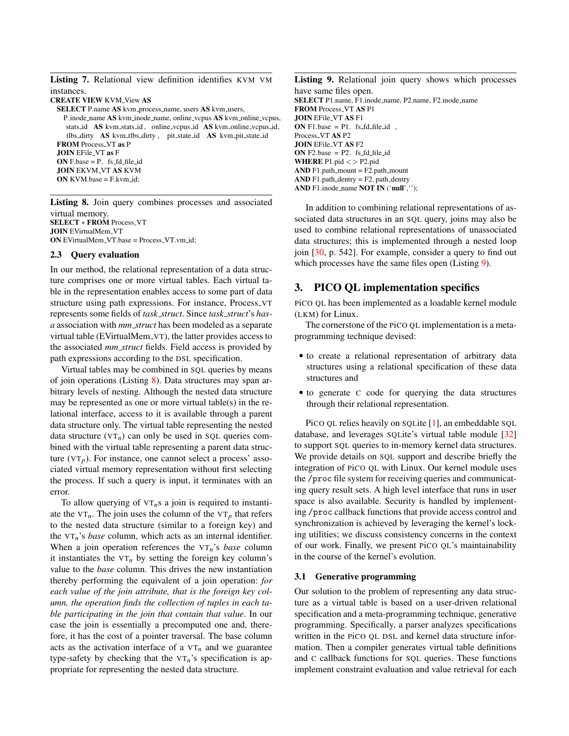**Listing 7.** Relational view definition identifies KVM VM instances.

```
CREATE VIEW KVM_View AS
  SELECT P.name AS kvm_process_name, users AS kvm_users,
    P.inode_name AS kvm_inode_name, online_vcpus AS kvm_online_vcpus,
    stats_id AS kvm_stats_id , online_vcpus_id AS kvm_online_vcpus_id,
    tlbs_dirty AS kvm_tlbs_dirty , pit_state_id AS kvm_pit_state_id
  FROM Process_VT as P
  JOIN EFile_VT as F
  ON F.base = P. fs_fd_file_id
  JOIN EKVM_VT AS KVM
  ON KVM.base = F.kvm_id;
```

**Listing 8.** Join query combines processes and associated virtual memory.

```
SELECT * FROM Process_VT
JOIN EVirtualMem_VT
ON EVirtualMem_VT.base = Process_VT.vm_id;
```

### 2.3 Query evaluation

In our method, the relational representation of a data structure comprises one or more virtual tables. Each virtual table in the representation enables access to some part of data structure using path expressions. For instance, Process_VT represents some fields of *task_struct*. Since *task_struct*'s *has-a* association with *mm_struct* has been modeled as a separate virtual table (EVirtualMem_VT), the latter provides access to the associated *mm_struct* fields. Field access is provided by path expressions according to the DSL specification.

Virtual tables may be combined in SQL queries by means of join operations (Listing 8). Data structures may span arbitrary levels of nesting. Although the nested data structure may be represented as one or more virtual table(s) in the relational interface, access to it is available through a parent data structure only. The virtual table representing the nested data structure ($\text{VT}_n$) can only be used in SQL queries combined with the virtual table representing a parent data structure ($\text{VT}_p$). For instance, one cannot select a process' associated virtual memory representation without first selecting the process. If such a query is input, it terminates with an error.

To allow querying of $\text{VT}_n$s a join is required to instantiate the $\text{VT}_n$. The join uses the column of the $\text{VT}_p$ that refers to the nested data structure (similar to a foreign key) and the $\text{VT}_n$'s *base* column, which acts as an internal identifier. When a join operation references the $\text{VT}_n$'s *base* column it instantiates the $\text{VT}_n$ by setting the foreign key column's value to the *base* column. This drives the new instantiation thereby performing the equivalent of a join operation: *for each value of the join attribute, that is the foreign key column, the operation finds the collection of tuples in each table participating in the join that contain that value*. In our case the join is essentially a precomputed one and, therefore, it has the cost of a pointer traversal. The base column acts as the activation interface of a $\text{VT}_n$ and we guarantee type-safety by checking that the $\text{VT}_n$'s specification is appropriate for representing the nested data structure.

**Listing 9.** Relational join query shows which processes have same files open.

```
SELECT P1.name, F1.inode_name, P2.name, F2.inode_name
FROM Process_VT AS P1
JOIN EFile_VT AS F1
ON F1.base = P1. fs_fd_file_id ,
Process_VT AS P2
JOIN EFile_VT AS F2
ON F2.base = P2. fs_fd_file_id
WHERE P1.pid <> P2.pid
AND F1.path_mount = F2.path_mount
AND F1.path_dentry = F2. path_dentry
AND F1.inode_name NOT IN ('null','');
```

In addition to combining relational representations of associated data structures in an SQL query, joins may also be used to combine relational representations of unassociated data structures; this is implemented through a nested loop join [30, p. 542]. For example, consider a query to find out which processes have the same files open (Listing 9).

## 3. PICO QL implementation specifics

PiCO QL has been implemented as a loadable kernel module (LKM) for Linux.

The cornerstone of the PiCO QL implementation is a metaprogramming technique devised:

- to create a relational representation of arbitrary data structures using a relational specification of these data structures and
- to generate C code for querying the data structures through their relational representation.

PiCO QL relies heavily on SQLite [1], an embeddable SQL database, and leverages SQLite's virtual table module [32] to support SQL queries to in-memory kernel data structures. We provide details on SQL support and describe briefly the integration of PiCO QL with Linux. Our kernel module uses the `/proc` file system for receiving queries and communicating query result sets. A high level interface that runs in user space is also available. Security is handled by implementing `/proc` callback functions that provide access control and synchronization is achieved by leveraging the kernel's locking utilities; we discuss consistency concerns in the context of our work. Finally, we present PiCO QL's maintainability in the course of the kernel's evolution.

### 3.1 Generative programming

Our solution to the problem of representing any data structure as a virtual table is based on a user-driven relational specification and a meta-programming technique, generative programming. Specifically, a parser analyzes specifications written in the PiCO QL DSL and kernel data structure information. Then a compiler generates virtual table definitions and C callback functions for SQL queries. These functions implement constraint evaluation and value retrieval for each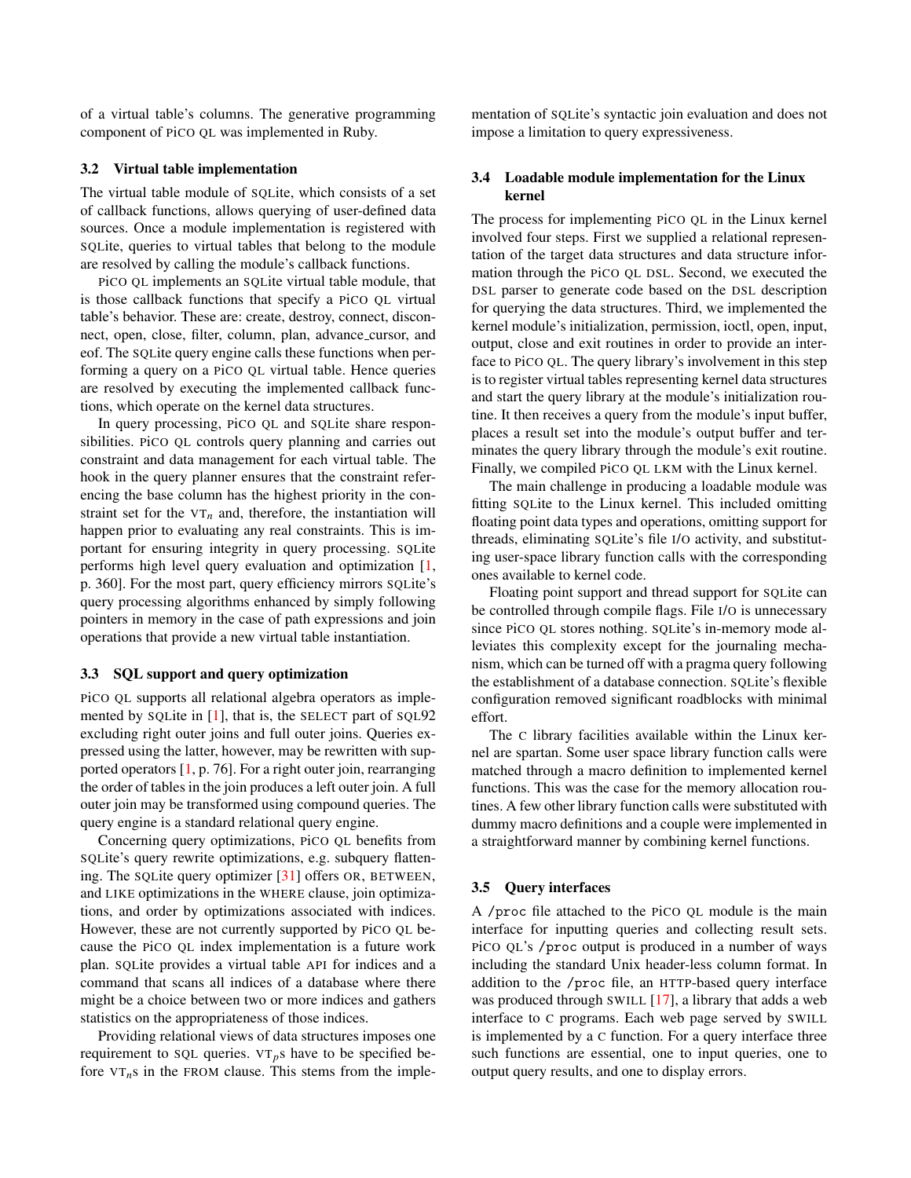of a virtual table's columns. The generative programming component of PiCO QL was implemented in Ruby.

### 3.2 Virtual table implementation

The virtual table module of SQLite, which consists of a set of callback functions, allows querying of user-defined data sources. Once a module implementation is registered with SQLite, queries to virtual tables that belong to the module are resolved by calling the module's callback functions.

PiCO QL implements an SQLite virtual table module, that is those callback functions that specify a PiCO QL virtual table's behavior. These are: create, destroy, connect, disconnect, open, close, filter, column, plan, advance_cursor, and eof. The SQLite query engine calls these functions when performing a query on a PiCO QL virtual table. Hence queries are resolved by executing the implemented callback functions, which operate on the kernel data structures.

In query processing, PiCO QL and SQLite share responsibilities. PiCO QL controls query planning and carries out constraint and data management for each virtual table. The hook in the query planner ensures that the constraint referencing the base column has the highest priority in the constraint set for the $VT_n$ and, therefore, the instantiation will happen prior to evaluating any real constraints. This is important for ensuring integrity in query processing. SQLite performs high level query evaluation and optimization [1, p. 360]. For the most part, query efficiency mirrors SQLite's query processing algorithms enhanced by simply following pointers in memory in the case of path expressions and join operations that provide a new virtual table instantiation.

### 3.3 SQL support and query optimization

PiCO QL supports all relational algebra operators as implemented by SQLite in [1], that is, the SELECT part of SQL92 excluding right outer joins and full outer joins. Queries expressed using the latter, however, may be rewritten with supported operators [1, p. 76]. For a right outer join, rearranging the order of tables in the join produces a left outer join. A full outer join may be transformed using compound queries. The query engine is a standard relational query engine.

Concerning query optimizations, PiCO QL benefits from SQLite's query rewrite optimizations, e.g. subquery flattening. The SQLite query optimizer [31] offers OR, BETWEEN, and LIKE optimizations in the WHERE clause, join optimizations, and order by optimizations associated with indices. However, these are not currently supported by PiCO QL because the PiCO QL index implementation is a future work plan. SQLite provides a virtual table API for indices and a command that scans all indices of a database where there might be a choice between two or more indices and gathers statistics on the appropriateness of those indices.

Providing relational views of data structures imposes one requirement to SQL queries. $VT_p$s have to be specified before $VT_n$s in the FROM clause. This stems from the implementation of SQLite's syntactic join evaluation and does not impose a limitation to query expressiveness.

### 3.4 Loadable module implementation for the Linux kernel

The process for implementing PiCO QL in the Linux kernel involved four steps. First we supplied a relational representation of the target data structures and data structure information through the PiCO QL DSL. Second, we executed the DSL parser to generate code based on the DSL description for querying the data structures. Third, we implemented the kernel module's initialization, permission, ioctl, open, input, output, close and exit routines in order to provide an interface to PiCO QL. The query library's involvement in this step is to register virtual tables representing kernel data structures and start the query library at the module's initialization routine. It then receives a query from the module's input buffer, places a result set into the module's output buffer and terminates the query library through the module's exit routine. Finally, we compiled PiCO QL LKM with the Linux kernel.

The main challenge in producing a loadable module was fitting SQLite to the Linux kernel. This included omitting floating point data types and operations, omitting support for threads, eliminating SQLite's file I/O activity, and substituting user-space library function calls with the corresponding ones available to kernel code.

Floating point support and thread support for SQLite can be controlled through compile flags. File I/O is unnecessary since PiCO QL stores nothing. SQLite's in-memory mode alleviates this complexity except for the journaling mechanism, which can be turned off with a pragma query following the establishment of a database connection. SQLite's flexible configuration removed significant roadblocks with minimal effort.

The C library facilities available within the Linux kernel are spartan. Some user space library function calls were matched through a macro definition to implemented kernel functions. This was the case for the memory allocation routines. A few other library function calls were substituted with dummy macro definitions and a couple were implemented in a straightforward manner by combining kernel functions.

### 3.5 Query interfaces

A /proc file attached to the PiCO QL module is the main interface for inputting queries and collecting result sets. PiCO QL's /proc output is produced in a number of ways including the standard Unix header-less column format. In addition to the /proc file, an HTTP-based query interface was produced through SWILL [17], a library that adds a web interface to C programs. Each web page served by SWILL is implemented by a C function. For a query interface three such functions are essential, one to input queries, one to output query results, and one to display errors.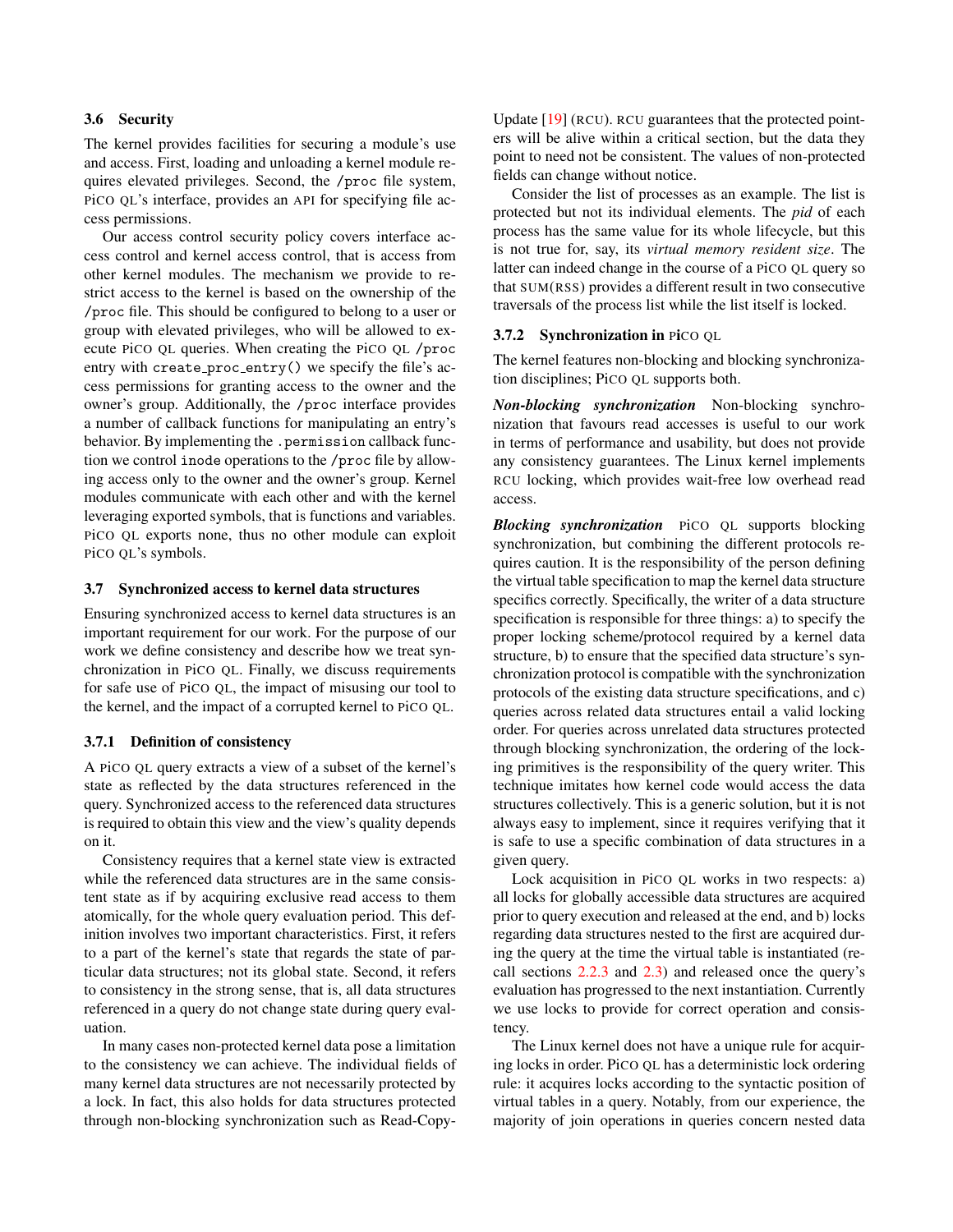### 3.6 Security

The kernel provides facilities for securing a module's use and access. First, loading and unloading a kernel module requires elevated privileges. Second, the /proc file system, PiCO QL's interface, provides an API for specifying file access permissions.

Our access control security policy covers interface access control and kernel access control, that is access from other kernel modules. The mechanism we provide to restrict access to the kernel is based on the ownership of the /proc file. This should be configured to belong to a user or group with elevated privileges, who will be allowed to execute PiCO QL queries. When creating the PiCO QL /proc entry with `create_proc_entry()` we specify the file's access permissions for granting access to the owner and the owner's group. Additionally, the /proc interface provides a number of callback functions for manipulating an entry's behavior. By implementing the `.permission` callback function we control `inode` operations to the /proc file by allowing access only to the owner and the owner's group. Kernel modules communicate with each other and with the kernel leveraging exported symbols, that is functions and variables. PiCO QL exports none, thus no other module can exploit PiCO QL's symbols.

### 3.7 Synchronized access to kernel data structures

Ensuring synchronized access to kernel data structures is an important requirement for our work. For the purpose of our work we define consistency and describe how we treat synchronization in PiCO QL. Finally, we discuss requirements for safe use of PiCO QL, the impact of misusing our tool to the kernel, and the impact of a corrupted kernel to PiCO QL.

#### 3.7.1 Definition of consistency

A PiCO QL query extracts a view of a subset of the kernel's state as reflected by the data structures referenced in the query. Synchronized access to the referenced data structures is required to obtain this view and the view's quality depends on it.

Consistency requires that a kernel state view is extracted while the referenced data structures are in the same consistent state as if by acquiring exclusive read access to them atomically, for the whole query evaluation period. This definition involves two important characteristics. First, it refers to a part of the kernel's state that regards the state of particular data structures; not its global state. Second, it refers to consistency in the strong sense, that is, all data structures referenced in a query do not change state during query evaluation.

In many cases non-protected kernel data pose a limitation to the consistency we can achieve. The individual fields of many kernel data structures are not necessarily protected by a lock. In fact, this also holds for data structures protected through non-blocking synchronization such as Read-Copy-Update [19] (RCU). RCU guarantees that the protected pointers will be alive within a critical section, but the data they point to need not be consistent. The values of non-protected fields can change without notice.

Consider the list of processes as an example. The list is protected but not its individual elements. The *pid* of each process has the same value for its whole lifecycle, but this is not true for, say, its *virtual memory resident size*. The latter can indeed change in the course of a PiCO QL query so that SUM(RSS) provides a different result in two consecutive traversals of the process list while the list itself is locked.

#### 3.7.2 Synchronization in PiCO QL

The kernel features non-blocking and blocking synchronization disciplines; PiCO QL supports both.

***Non-blocking synchronization*** Non-blocking synchronization that favours read accesses is useful to our work in terms of performance and usability, but does not provide any consistency guarantees. The Linux kernel implements RCU locking, which provides wait-free low overhead read access.

***Blocking synchronization*** PiCO QL supports blocking synchronization, but combining the different protocols requires caution. It is the responsibility of the person defining the virtual table specification to map the kernel data structure specifics correctly. Specifically, the writer of a data structure specification is responsible for three things: a) to specify the proper locking scheme/protocol required by a kernel data structure, b) to ensure that the specified data structure's synchronization protocol is compatible with the synchronization protocols of the existing data structure specifications, and c) queries across related data structures entail a valid locking order. For queries across unrelated data structures protected through blocking synchronization, the ordering of the locking primitives is the responsibility of the query writer. This technique imitates how kernel code would access the data structures collectively. This is a generic solution, but it is not always easy to implement, since it requires verifying that it is safe to use a specific combination of data structures in a given query.

Lock acquisition in PiCO QL works in two respects: a) all locks for globally accessible data structures are acquired prior to query execution and released at the end, and b) locks regarding data structures nested to the first are acquired during the query at the time the virtual table is instantiated (recall sections 2.2.3 and 2.3) and released once the query's evaluation has progressed to the next instantiation. Currently we use locks to provide for correct operation and consistency.

The Linux kernel does not have a unique rule for acquiring locks in order. PiCO QL has a deterministic lock ordering rule: it acquires locks according to the syntactic position of virtual tables in a query. Notably, from our experience, the majority of join operations in queries concern nested data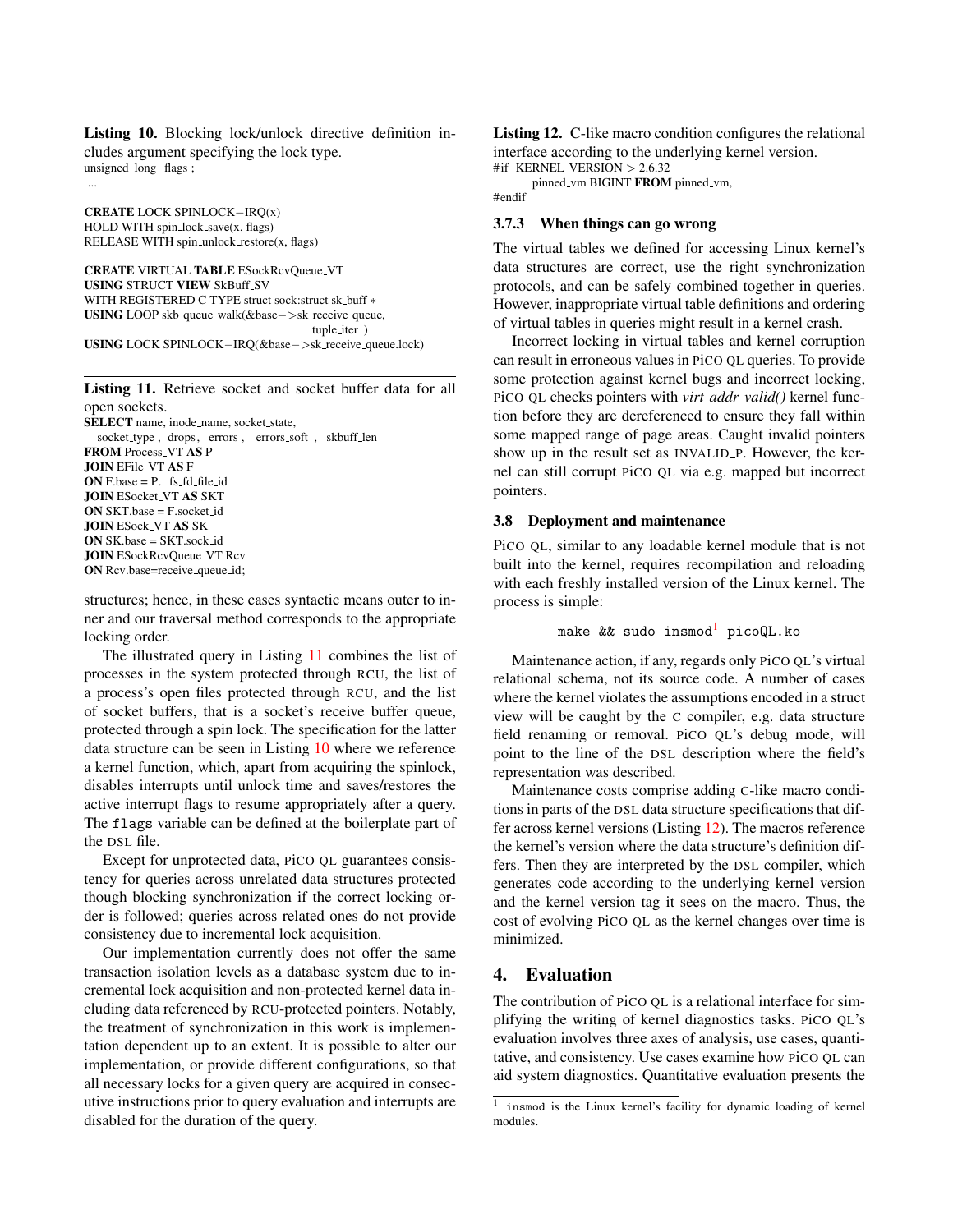**Listing 10.** Blocking lock/unlock directive definition includes argument specifying the lock type.

```
unsigned long flags;
...

CREATE LOCK SPINLOCK−IRQ(x)
HOLD WITH spin_lock_save(x, flags)
RELEASE WITH spin_unlock_restore(x, flags)

CREATE VIRTUAL TABLE ESockRcvQueue_VT
USING STRUCT VIEW SkBuff_SV
WITH REGISTERED C TYPE struct sock:struct sk_buff *
USING LOOP skb_queue_walk(&base−>sk_receive_queue,
                                        tuple_iter )
USING LOCK SPINLOCK−IRQ(&base−>sk_receive_queue.lock)
```

**Listing 11.** Retrieve socket and socket buffer data for all open sockets.

```
SELECT name, inode_name, socket_state,
  socket_type , drops, errors , errors_soft , skbuff_len
FROM Process_VT AS P
JOIN EFile_VT AS F
ON F.base = P. fs_fd_file_id
JOIN ESocket_VT AS SKT
ON SKT.base = F.socket_id
JOIN ESock_VT AS SK
ON SK.base = SKT.sock_id
JOIN ESockRcvQueue_VT Rcv
ON Rcv.base=receive_queue_id;
```

structures; hence, in these cases syntactic means outer to inner and our traversal method corresponds to the appropriate locking order.

The illustrated query in Listing 11 combines the list of processes in the system protected through RCU, the list of a process's open files protected through RCU, and the list of socket buffers, that is a socket's receive buffer queue, protected through a spin lock. The specification for the latter data structure can be seen in Listing 10 where we reference a kernel function, which, apart from acquiring the spinlock, disables interrupts until unlock time and saves/restores the active interrupt flags to resume appropriately after a query. The `flags` variable can be defined at the boilerplate part of the DSL file.

Except for unprotected data, PiCO QL guarantees consistency for queries across unrelated data structures protected though blocking synchronization if the correct locking order is followed; queries across related ones do not provide consistency due to incremental lock acquisition.

Our implementation currently does not offer the same transaction isolation levels as a database system due to incremental lock acquisition and non-protected kernel data including data referenced by RCU-protected pointers. Notably, the treatment of synchronization in this work is implementation dependent up to an extent. It is possible to alter our implementation, or provide different configurations, so that all necessary locks for a given query are acquired in consecutive instructions prior to query evaluation and interrupts are disabled for the duration of the query.

**Listing 12.** C-like macro condition configures the relational interface according to the underlying kernel version.

```
#if KERNEL_VERSION > 2.6.32
      pinned_vm BIGINT FROM pinned_vm,
#endif
```

### 3.7.3 When things can go wrong

The virtual tables we defined for accessing Linux kernel's data structures are correct, use the right synchronization protocols, and can be safely combined together in queries. However, inappropriate virtual table definitions and ordering of virtual tables in queries might result in a kernel crash.

Incorrect locking in virtual tables and kernel corruption can result in erroneous values in PiCO QL queries. To provide some protection against kernel bugs and incorrect locking, PiCO QL checks pointers with *virt_addr_valid()* kernel function before they are dereferenced to ensure they fall within some mapped range of page areas. Caught invalid pointers show up in the result set as INVALID_P. However, the kernel can still corrupt PiCO QL via e.g. mapped but incorrect pointers.

## 3.8 Deployment and maintenance

PiCO QL, similar to any loadable kernel module that is not built into the kernel, requires recompilation and reloading with each freshly installed version of the Linux kernel. The process is simple:

```
make && sudo insmod[1] picoQL.ko
```

Maintenance action, if any, regards only PiCO QL's virtual relational schema, not its source code. A number of cases where the kernel violates the assumptions encoded in a struct view will be caught by the C compiler, e.g. data structure field renaming or removal. PiCO QL's debug mode, will point to the line of the DSL description where the field's representation was described.

Maintenance costs comprise adding C-like macro conditions in parts of the DSL data structure specifications that differ across kernel versions (Listing 12). The macros reference the kernel's version where the data structure's definition differs. Then they are interpreted by the DSL compiler, which generates code according to the underlying kernel version and the kernel version tag it sees on the macro. Thus, the cost of evolving PiCO QL as the kernel changes over time is minimized.

# 4. Evaluation

The contribution of PiCO QL is a relational interface for simplifying the writing of kernel diagnostics tasks. PiCO QL's evaluation involves three axes of analysis, use cases, quantitative, and consistency. Use cases examine how PiCO QL can aid system diagnostics. Quantitative evaluation presents the

[1] `insmod` is the Linux kernel's facility for dynamic loading of kernel modules.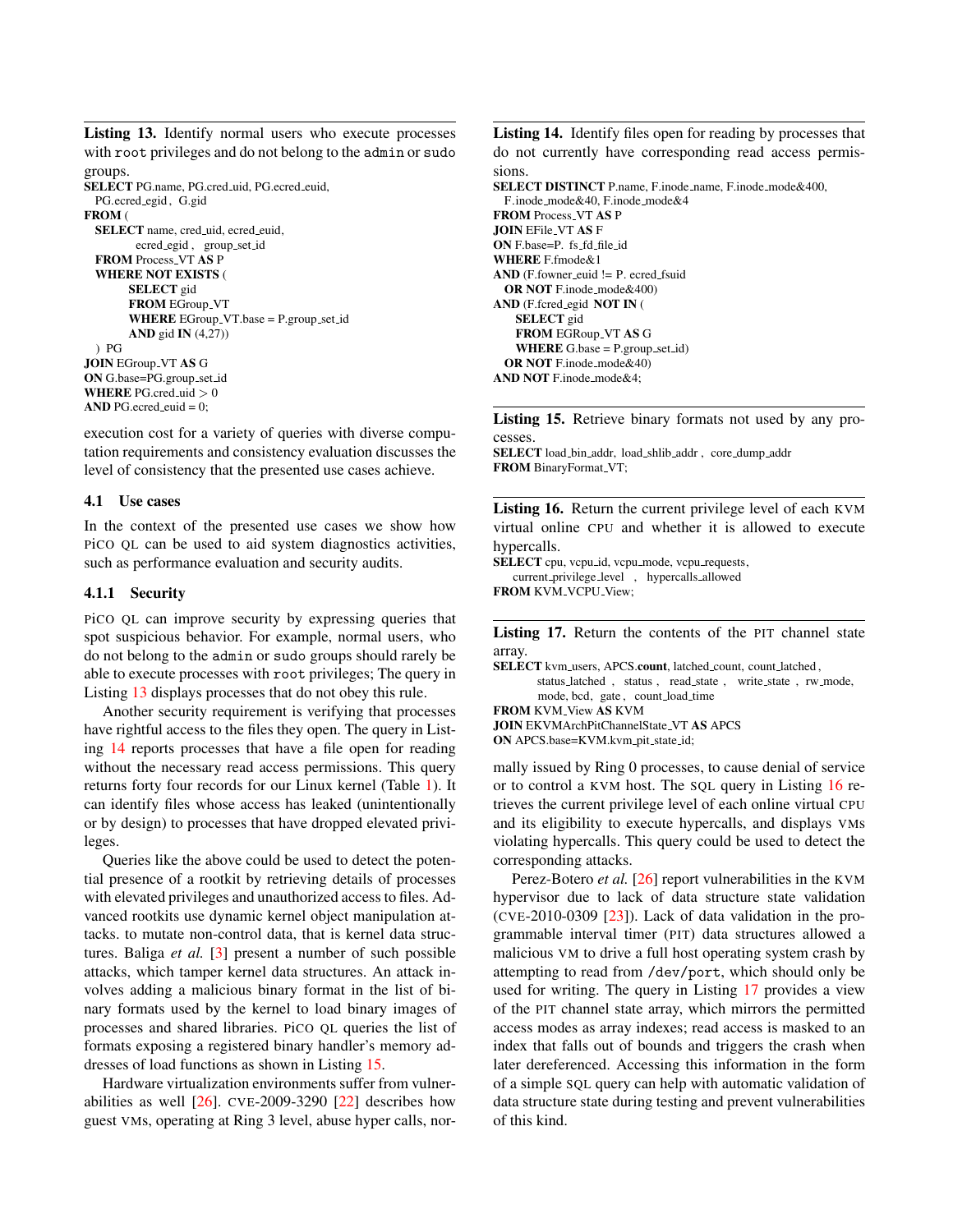**Listing 13.** Identify normal users who execute processes with `root` privileges and do not belong to the `admin` or `sudo` groups.

```
SELECT PG.name, PG.cred_uid, PG.ecred_euid,
  PG.ecred_egid , G.gid
FROM (
  SELECT name, cred_uid, ecred_euid,
         ecred_egid , group_set_id
  FROM Process_VT AS P
  WHERE NOT EXISTS (
        SELECT gid
        FROM EGroup_VT
        WHERE EGroup_VT.base = P.group_set_id
        AND gid IN (4,27))
  ) PG
JOIN EGroup_VT AS G
ON G.base=PG.group_set_id
WHERE PG.cred_uid > 0
AND PG.ecred_euid = 0;
```

execution cost for a variety of queries with diverse computation requirements and consistency evaluation discusses the level of consistency that the presented use cases achieve.

### 4.1 Use cases

In the context of the presented use cases we show how PiCO QL can be used to aid system diagnostics activities, such as performance evaluation and security audits.

#### 4.1.1 Security

PiCO QL can improve security by expressing queries that spot suspicious behavior. For example, normal users, who do not belong to the `admin` or `sudo` groups should rarely be able to execute processes with `root` privileges; The query in Listing 13 displays processes that do not obey this rule.

Another security requirement is verifying that processes have rightful access to the files they open. The query in Listing 14 reports processes that have a file open for reading without the necessary read access permissions. This query returns forty four records for our Linux kernel (Table 1). It can identify files whose access has leaked (unintentionally or by design) to processes that have dropped elevated privileges.

Queries like the above could be used to detect the potential presence of a rootkit by retrieving details of processes with elevated privileges and unauthorized access to files. Advanced rootkits use dynamic kernel object manipulation attacks. to mutate non-control data, that is kernel data structures. Baliga *et al.* [3] present a number of such possible attacks, which tamper kernel data structures. An attack involves adding a malicious binary format in the list of binary formats used by the kernel to load binary images of processes and shared libraries. PiCO QL queries the list of formats exposing a registered binary handler's memory addresses of load functions as shown in Listing 15.

Hardware virtualization environments suffer from vulnerabilities as well [26]. CVE-2009-3290 [22] describes how guest VMs, operating at Ring 3 level, abuse hyper calls, normally issued by Ring 0 processes, to cause denial of service or to control a KVM host. The SQL query in Listing 16 retrieves the current privilege level of each online virtual CPU and its eligibility to execute hypercalls, and displays VMs violating hypercalls. This query could be used to detect the corresponding attacks.

**Listing 14.** Identify files open for reading by processes that do not currently have corresponding read access permissions.

```
SELECT DISTINCT P.name, F.inode_name, F.inode_mode&400,
  F.inode_mode&40, F.inode_mode&4
FROM Process_VT AS P
JOIN EFile_VT AS F
ON F.base=P. fs_fd_file_id
WHERE F.fmode&1
AND (F.fowner_euid != P. ecred_fsuid
  OR NOT F.inode_mode&400)
AND (F.fcred_egid NOT IN (
     SELECT gid
     FROM EGRoup_VT AS G
     WHERE G.base = P.group_set_id)
  OR NOT F.inode_mode&40)
AND NOT F.inode_mode&4;
```

**Listing 15.** Retrieve binary formats not used by any processes.

```
SELECT load_bin_addr, load_shlib_addr , core_dump_addr
FROM BinaryFormat_VT;
```

**Listing 16.** Return the current privilege level of each KVM virtual online CPU and whether it is allowed to execute hypercalls.

```
SELECT cpu, vcpu_id, vcpu_mode, vcpu_requests,
    current_privilege_level , hypercalls_allowed
FROM KVM_VCPU_View;
```

**Listing 17.** Return the contents of the PIT channel state array.

```
SELECT kvm_users, APCS.count, latched_count, count_latched ,
       status_latched , status , read_state , write_state , rw_mode,
       mode, bcd, gate , count_load_time
FROM KVM_View AS KVM
JOIN EKVMArchPitChannelState_VT AS APCS
ON APCS.base=KVM.kvm_pit_state_id;
```

Perez-Botero *et al.* [26] report vulnerabilities in the KVM hypervisor due to lack of data structure state validation (CVE-2010-0309 [23]). Lack of data validation in the programmable interval timer (PIT) data structures allowed a malicious VM to drive a full host operating system crash by attempting to read from `/dev/port`, which should only be used for writing. The query in Listing 17 provides a view of the PIT channel state array, which mirrors the permitted access modes as array indexes; read access is masked to an index that falls out of bounds and triggers the crash when later dereferenced. Accessing this information in the form of a simple SQL query can help with automatic validation of data structure state during testing and prevent vulnerabilities of this kind.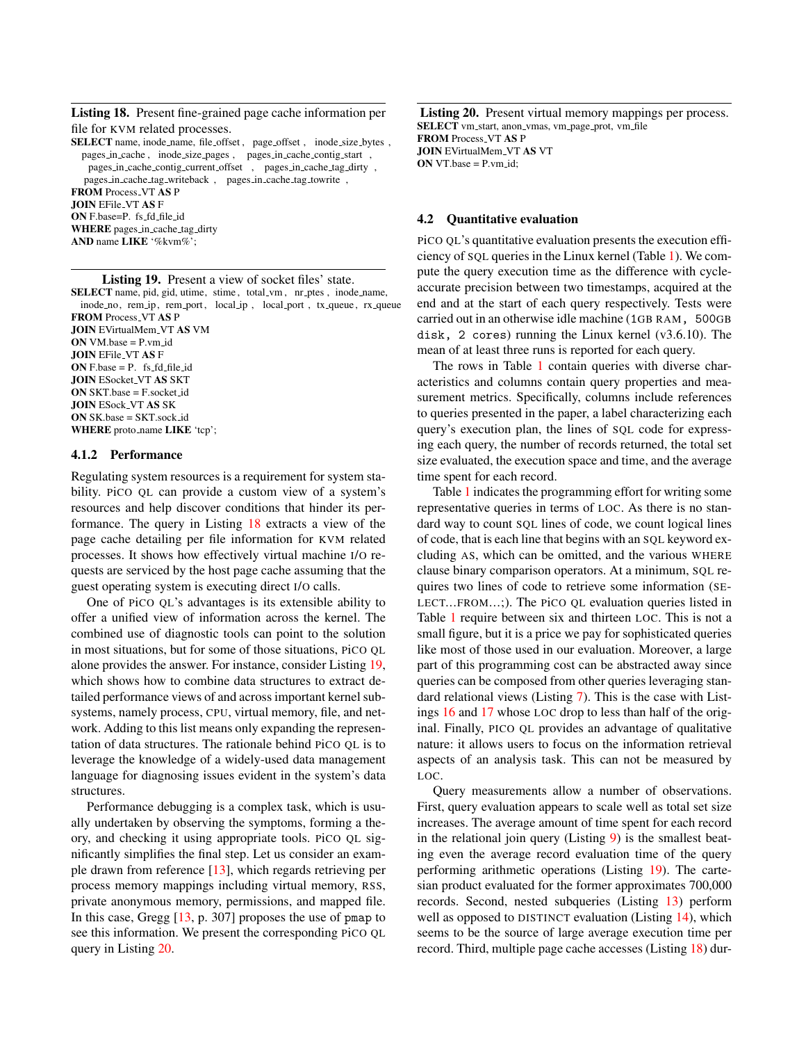**Listing 18.** Present fine-grained page cache information per file for KVM related processes.

```
SELECT name, inode_name, file_offset, page_offset, inode_size_bytes,
  pages_in_cache, inode_size_pages, pages_in_cache_contig_start,
  pages_in_cache_contig_current_offset, pages_in_cache_tag_dirty,
  pages_in_cache_tag_writeback, pages_in_cache_tag_towrite,
FROM Process_VT AS P
JOIN EFile_VT AS F
ON F.base=P. fs_fd_file_id
WHERE pages_in_cache_tag_dirty
AND name LIKE '%kvm%';
```

**Listing 19.** Present a view of socket files' state.

```
SELECT name, pid, gid, utime, stime, total_vm, nr_ptes, inode_name,
  inode_no, rem_ip, rem_port, local_ip, local_port, tx_queue, rx_queue
FROM Process_VT AS P
JOIN EVirtualMem_VT AS VM
ON VM.base = P.vm_id
JOIN EFile_VT AS F
ON F.base = P. fs_fd_file_id
JOIN ESocket_VT AS SKT
ON SKT.base = F.socket_id
JOIN ESock_VT AS SK
ON SK.base = SKT.sock_id
WHERE proto_name LIKE 'tcp';
```

#### 4.1.2 Performance

Regulating system resources is a requirement for system stability. PiCO QL can provide a custom view of a system's resources and help discover conditions that hinder its performance. The query in Listing 18 extracts a view of the page cache detailing per file information for KVM related processes. It shows how effectively virtual machine I/O requests are serviced by the host page cache assuming that the guest operating system is executing direct I/O calls.

One of PiCO QL's advantages is its extensible ability to offer a unified view of information across the kernel. The combined use of diagnostic tools can point to the solution in most situations, but for some of those situations, PiCO QL alone provides the answer. For instance, consider Listing 19, which shows how to combine data structures to extract detailed performance views of and across important kernel subsystems, namely process, CPU, virtual memory, file, and network. Adding to this list means only expanding the representation of data structures. The rationale behind PiCO QL is to leverage the knowledge of a widely-used data management language for diagnosing issues evident in the system's data structures.

Performance debugging is a complex task, which is usually undertaken by observing the symptoms, forming a theory, and checking it using appropriate tools. PiCO QL significantly simplifies the final step. Let us consider an example drawn from reference [13], which regards retrieving per process memory mappings including virtual memory, RSS, private anonymous memory, permissions, and mapped file. In this case, Gregg [13, p. 307] proposes the use of `pmap` to see this information. We present the corresponding PiCO QL query in Listing 20.

**Listing 20.** Present virtual memory mappings per process.

```
SELECT vm_start, anon_vmas, vm_page_prot, vm_file
FROM Process_VT AS P
JOIN EVirtualMem_VT AS VT
ON VT.base = P.vm_id;
```

### 4.2 Quantitative evaluation

PiCO QL's quantitative evaluation presents the execution efficiency of SQL queries in the Linux kernel (Table 1). We compute the query execution time as the difference with cycle-accurate precision between two timestamps, acquired at the end and at the start of each query respectively. Tests were carried out in an otherwise idle machine (1GB RAM, 500GB disk, 2 cores) running the Linux kernel (v3.6.10). The mean of at least three runs is reported for each query.

The rows in Table 1 contain queries with diverse characteristics and columns contain query properties and measurement metrics. Specifically, columns include references to queries presented in the paper, a label characterizing each query's execution plan, the lines of SQL code for expressing each query, the number of records returned, the total set size evaluated, the execution space and time, and the average time spent for each record.

Table 1 indicates the programming effort for writing some representative queries in terms of LOC. As there is no standard way to count SQL lines of code, we count logical lines of code, that is each line that begins with an SQL keyword excluding AS, which can be omitted, and the various WHERE clause binary comparison operators. At a minimum, SQL requires two lines of code to retrieve some information (SELECT…FROM…;). The PiCO QL evaluation queries listed in Table 1 require between six and thirteen LOC. This is not a small figure, but it is a price we pay for sophisticated queries like most of those used in our evaluation. Moreover, a large part of this programming cost can be abstracted away since queries can be composed from other queries leveraging standard relational views (Listing 7). This is the case with Listings 16 and 17 whose LOC drop to less than half of the original. Finally, PiCO QL provides an advantage of qualitative nature: it allows users to focus on the information retrieval aspects of an analysis task. This can not be measured by LOC.

Query measurements allow a number of observations. First, query evaluation appears to scale well as total set size increases. The average amount of time spent for each record in the relational join query (Listing 9) is the smallest beating even the average record evaluation time of the query performing arithmetic operations (Listing 19). The cartesian product evaluated for the former approximates 700,000 records. Second, nested subqueries (Listing 13) perform well as opposed to DISTINCT evaluation (Listing 14), which seems to be the source of large average execution time per record. Third, multiple page cache accesses (Listing 18) dur-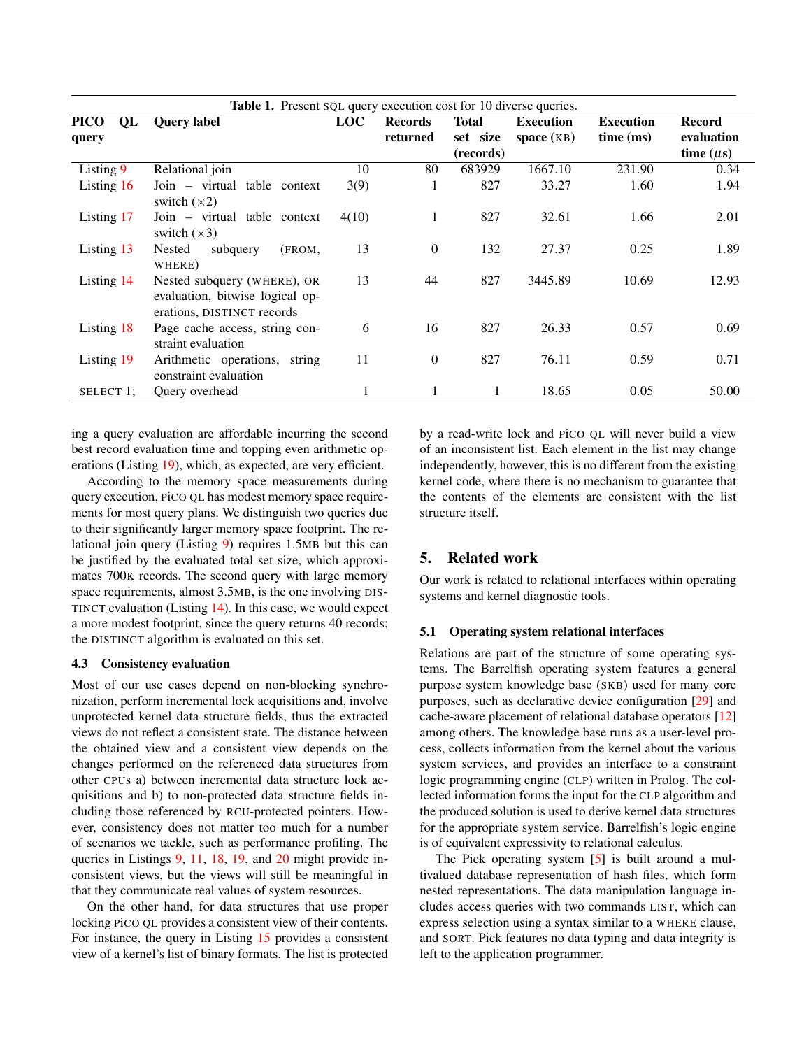Table 1. Present SQL query execution cost for 10 diverse queries.

| PICO QL query | Query label | LOC | Records returned | Total set size (records) | Execution space (KB) | Execution time (ms) | Record evaluation time ($\mu$s) |
|---|---|---|---|---|---|---|---|
| Listing 9 | Relational join | 10 | 80 | 683929 | 1667.10 | 231.90 | 0.34 |
| Listing 16 | Join – virtual table context switch (×2) | 3(9) | 1 | 827 | 33.27 | 1.60 | 1.94 |
| Listing 17 | Join – virtual table context switch (×3) | 4(10) | 1 | 827 | 32.61 | 1.66 | 2.01 |
| Listing 13 | Nested subquery (FROM, WHERE) | 13 | 0 | 132 | 27.37 | 0.25 | 1.89 |
| Listing 14 | Nested subquery (WHERE), OR evaluation, bitwise logical operations, DISTINCT records | 13 | 44 | 827 | 3445.89 | 10.69 | 12.93 |
| Listing 18 | Page cache access, string constraint evaluation | 6 | 16 | 827 | 26.33 | 0.57 | 0.69 |
| Listing 19 | Arithmetic operations, string constraint evaluation | 11 | 0 | 827 | 76.11 | 0.59 | 0.71 |
| SELECT 1; | Query overhead | 1 | 1 | 1 | 18.65 | 0.05 | 50.00 |

ing a query evaluation are affordable incurring the second best record evaluation time and topping even arithmetic operations (Listing 19), which, as expected, are very efficient.

According to the memory space measurements during query execution, PiCO QL has modest memory space requirements for most query plans. We distinguish two queries due to their significantly larger memory space footprint. The relational join query (Listing 9) requires 1.5MB but this can be justified by the evaluated total set size, which approximates 700K records. The second query with large memory space requirements, almost 3.5MB, is the one involving DISTINCT evaluation (Listing 14). In this case, we would expect a more modest footprint, since the query returns 40 records; the DISTINCT algorithm is evaluated on this set.

### 4.3 Consistency evaluation

Most of our use cases depend on non-blocking synchronization, perform incremental lock acquisitions and, involve unprotected kernel data structure fields, thus the extracted views do not reflect a consistent state. The distance between the obtained view and a consistent view depends on the changes performed on the referenced data structures from other CPUs a) between incremental data structure lock acquisitions and b) to non-protected data structure fields including those referenced by RCU-protected pointers. However, consistency does not matter too much for a number of scenarios we tackle, such as performance profiling. The queries in Listings 9, 11, 18, 19, and 20 might provide inconsistent views, but the views will still be meaningful in that they communicate real values of system resources.

On the other hand, for data structures that use proper locking PiCO QL provides a consistent view of their contents. For instance, the query in Listing 15 provides a consistent view of a kernel's list of binary formats. The list is protected by a read-write lock and PiCO QL will never build a view of an inconsistent list. Each element in the list may change independently, however, this is no different from the existing kernel code, where there is no mechanism to guarantee that the contents of the elements are consistent with the list structure itself.

## 5. Related work

Our work is related to relational interfaces within operating systems and kernel diagnostic tools.

### 5.1 Operating system relational interfaces

Relations are part of the structure of some operating systems. The Barrelfish operating system features a general purpose system knowledge base (SKB) used for many core purposes, such as declarative device configuration [29] and cache-aware placement of relational database operators [12] among others. The knowledge base runs as a user-level process, collects information from the kernel about the various system services, and provides an interface to a constraint logic programming engine (CLP) written in Prolog. The collected information forms the input for the CLP algorithm and the produced solution is used to derive kernel data structures for the appropriate system service. Barrelfish's logic engine is of equivalent expressivity to relational calculus.

The Pick operating system [5] is built around a multivalued database representation of hash files, which form nested representations. The data manipulation language includes access queries with two commands LIST, which can express selection using a syntax similar to a WHERE clause, and SORT. Pick features no data typing and data integrity is left to the application programmer.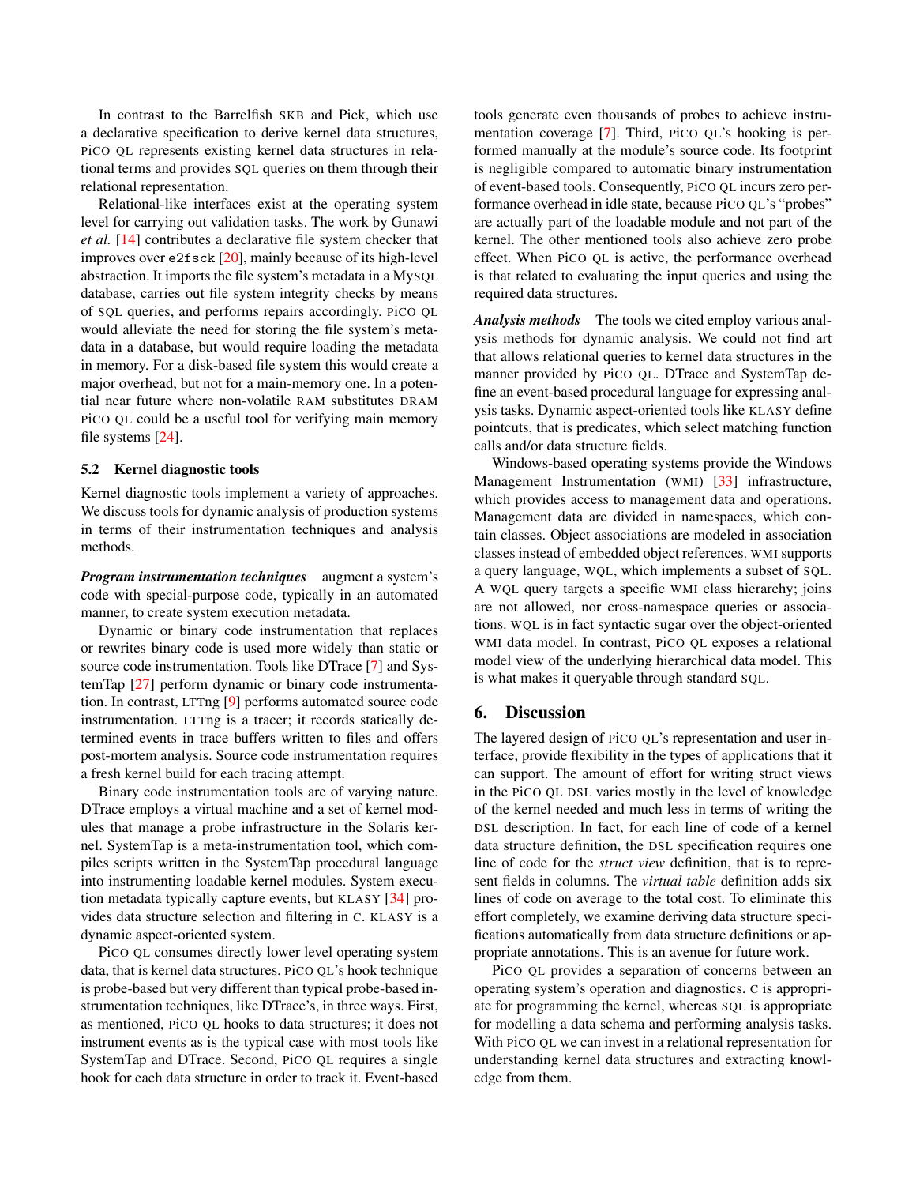In contrast to the Barrelfish SKB and Pick, which use a declarative specification to derive kernel data structures, PiCO QL represents existing kernel data structures in relational terms and provides SQL queries on them through their relational representation.

Relational-like interfaces exist at the operating system level for carrying out validation tasks. The work by Gunawi *et al.* [14] contributes a declarative file system checker that improves over `e2fsck` [20], mainly because of its high-level abstraction. It imports the file system's metadata in a MySQL database, carries out file system integrity checks by means of SQL queries, and performs repairs accordingly. PiCO QL would alleviate the need for storing the file system's metadata in a database, but would require loading the metadata in memory. For a disk-based file system this would create a major overhead, but not for a main-memory one. In a potential near future where non-volatile RAM substitutes DRAM PiCO QL could be a useful tool for verifying main memory file systems [24].

### 5.2 Kernel diagnostic tools

Kernel diagnostic tools implement a variety of approaches. We discuss tools for dynamic analysis of production systems in terms of their instrumentation techniques and analysis methods.

***Program instrumentation techniques*** augment a system's code with special-purpose code, typically in an automated manner, to create system execution metadata.

Dynamic or binary code instrumentation that replaces or rewrites binary code is used more widely than static or source code instrumentation. Tools like DTrace [7] and SystemTap [27] perform dynamic or binary code instrumentation. In contrast, LTTng [9] performs automated source code instrumentation. LTTng is a tracer; it records statically determined events in trace buffers written to files and offers post-mortem analysis. Source code instrumentation requires a fresh kernel build for each tracing attempt.

Binary code instrumentation tools are of varying nature. DTrace employs a virtual machine and a set of kernel modules that manage a probe infrastructure in the Solaris kernel. SystemTap is a meta-instrumentation tool, which compiles scripts written in the SystemTap procedural language into instrumenting loadable kernel modules. System execution metadata typically capture events, but KLASY [34] provides data structure selection and filtering in C. KLASY is a dynamic aspect-oriented system.

PiCO QL consumes directly lower level operating system data, that is kernel data structures. PiCO QL's hook technique is probe-based but very different than typical probe-based instrumentation techniques, like DTrace's, in three ways. First, as mentioned, PiCO QL hooks to data structures; it does not instrument events as is the typical case with most tools like SystemTap and DTrace. Second, PiCO QL requires a single hook for each data structure in order to track it. Event-based tools generate even thousands of probes to achieve instrumentation coverage [7]. Third, PiCO QL's hooking is performed manually at the module's source code. Its footprint is negligible compared to automatic binary instrumentation of event-based tools. Consequently, PiCO QL incurs zero performance overhead in idle state, because PiCO QL's "probes" are actually part of the loadable module and not part of the kernel. The other mentioned tools also achieve zero probe effect. When PiCO QL is active, the performance overhead is that related to evaluating the input queries and using the required data structures.

***Analysis methods*** The tools we cited employ various analysis methods for dynamic analysis. We could not find art that allows relational queries to kernel data structures in the manner provided by PiCO QL. DTrace and SystemTap define an event-based procedural language for expressing analysis tasks. Dynamic aspect-oriented tools like KLASY define pointcuts, that is predicates, which select matching function calls and/or data structure fields.

Windows-based operating systems provide the Windows Management Instrumentation (WMI) [33] infrastructure, which provides access to management data and operations. Management data are divided in namespaces, which contain classes. Object associations are modeled in association classes instead of embedded object references. WMI supports a query language, WQL, which implements a subset of SQL. A WQL query targets a specific WMI class hierarchy; joins are not allowed, nor cross-namespace queries or associations. WQL is in fact syntactic sugar over the object-oriented WMI data model. In contrast, PiCO QL exposes a relational model view of the underlying hierarchical data model. This is what makes it queryable through standard SQL.

## 6. Discussion

The layered design of PiCO QL's representation and user interface, provide flexibility in the types of applications that it can support. The amount of effort for writing struct views in the PiCO QL DSL varies mostly in the level of knowledge of the kernel needed and much less in terms of writing the DSL description. In fact, for each line of code of a kernel data structure definition, the DSL specification requires one line of code for the *struct view* definition, that is to represent fields in columns. The *virtual table* definition adds six lines of code on average to the total cost. To eliminate this effort completely, we examine deriving data structure specifications automatically from data structure definitions or appropriate annotations. This is an avenue for future work.

PiCO QL provides a separation of concerns between an operating system's operation and diagnostics. C is appropriate for programming the kernel, whereas SQL is appropriate for modelling a data schema and performing analysis tasks. With PiCO QL we can invest in a relational representation for understanding kernel data structures and extracting knowledge from them.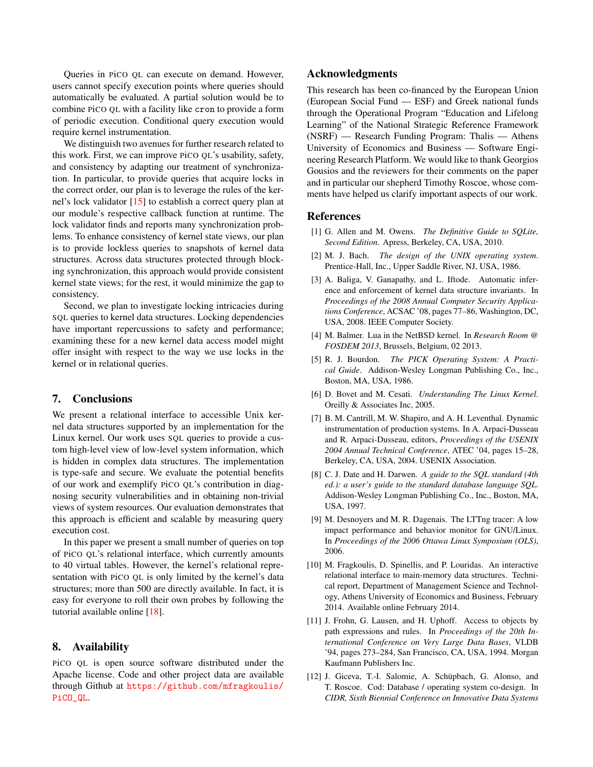Queries in PiCO QL can execute on demand. However, users cannot specify execution points where queries should automatically be evaluated. A partial solution would be to combine PiCO QL with a facility like `cron` to provide a form of periodic execution. Conditional query execution would require kernel instrumentation.

We distinguish two avenues for further research related to this work. First, we can improve PiCO QL's usability, safety, and consistency by adapting our treatment of synchronization. In particular, to provide queries that acquire locks in the correct order, our plan is to leverage the rules of the kernel's lock validator [15] to establish a correct query plan at our module's respective callback function at runtime. The lock validator finds and reports many synchronization problems. To enhance consistency of kernel state views, our plan is to provide lockless queries to snapshots of kernel data structures. Across data structures protected through blocking synchronization, this approach would provide consistent kernel state views; for the rest, it would minimize the gap to consistency.

Second, we plan to investigate locking intricacies during SQL queries to kernel data structures. Locking dependencies have important repercussions to safety and performance; examining these for a new kernel data access model might offer insight with respect to the way we use locks in the kernel or in relational queries.

## 7. Conclusions

We present a relational interface to accessible Unix kernel data structures supported by an implementation for the Linux kernel. Our work uses SQL queries to provide a custom high-level view of low-level system information, which is hidden in complex data structures. The implementation is type-safe and secure. We evaluate the potential benefits of our work and exemplify PiCO QL's contribution in diagnosing security vulnerabilities and in obtaining non-trivial views of system resources. Our evaluation demonstrates that this approach is efficient and scalable by measuring query execution cost.

In this paper we present a small number of queries on top of PiCO QL's relational interface, which currently amounts to 40 virtual tables. However, the kernel's relational representation with PiCO QL is only limited by the kernel's data structures; more than 500 are directly available. In fact, it is easy for everyone to roll their own probes by following the tutorial available online [18].

## 8. Availability

PiCO QL is open source software distributed under the Apache license. Code and other project data are available through Github at https://github.com/mfragkoulis/PiCO_QL.

## Acknowledgments

This research has been co-financed by the European Union (European Social Fund — ESF) and Greek national funds through the Operational Program "Education and Lifelong Learning" of the National Strategic Reference Framework (NSRF) — Research Funding Program: Thalis — Athens University of Economics and Business — Software Engineering Research Platform. We would like to thank Georgios Gousios and the reviewers for their comments on the paper and in particular our shepherd Timothy Roscoe, whose comments have helped us clarify important aspects of our work.

## References

[1] G. Allen and M. Owens. *The Definitive Guide to SQLite, Second Edition*. Apress, Berkeley, CA, USA, 2010.

[2] M. J. Bach. *The design of the UNIX operating system*. Prentice-Hall, Inc., Upper Saddle River, NJ, USA, 1986.

[3] A. Baliga, V. Ganapathy, and L. Iftode. Automatic inference and enforcement of kernel data structure invariants. In *Proceedings of the 2008 Annual Computer Security Applications Conference*, ACSAC '08, pages 77–86, Washington, DC, USA, 2008. IEEE Computer Society.

[4] M. Balmer. Lua in the NetBSD kernel. In *Research Room @ FOSDEM 2013*, Brussels, Belgium, 02 2013.

[5] R. J. Bourdon. *The PICK Operating System: A Practical Guide*. Addison-Wesley Longman Publishing Co., Inc., Boston, MA, USA, 1986.

[6] D. Bovet and M. Cesati. *Understanding The Linux Kernel*. Oreilly & Associates Inc, 2005.

[7] B. M. Cantrill, M. W. Shapiro, and A. H. Leventhal. Dynamic instrumentation of production systems. In A. Arpaci-Dusseau and R. Arpaci-Dusseau, editors, *Proceedings of the USENIX 2004 Annual Technical Conference*, ATEC '04, pages 15–28, Berkeley, CA, USA, 2004. USENIX Association.

[8] C. J. Date and H. Darwen. *A guide to the SQL standard (4th ed.): a user's guide to the standard database language SQL*. Addison-Wesley Longman Publishing Co., Inc., Boston, MA, USA, 1997.

[9] M. Desnoyers and M. R. Dagenais. The LTTng tracer: A low impact performance and behavior monitor for GNU/Linux. In *Proceedings of the 2006 Ottawa Linux Symposium (OLS)*, 2006.

[10] M. Fragkoulis, D. Spinellis, and P. Louridas. An interactive relational interface to main-memory data structures. Technical report, Department of Management Science and Technology, Athens University of Economics and Business, February 2014. Available online February 2014.

[11] J. Frohn, G. Lausen, and H. Uphoff. Access to objects by path expressions and rules. In *Proceedings of the 20th International Conference on Very Large Data Bases*, VLDB '94, pages 273–284, San Francisco, CA, USA, 1994. Morgan Kaufmann Publishers Inc.

[12] J. Giceva, T.-I. Salomie, A. Schüpbach, G. Alonso, and T. Roscoe. Cod: Database / operating system co-design. In *CIDR, Sixth Biennial Conference on Innovative Data Systems*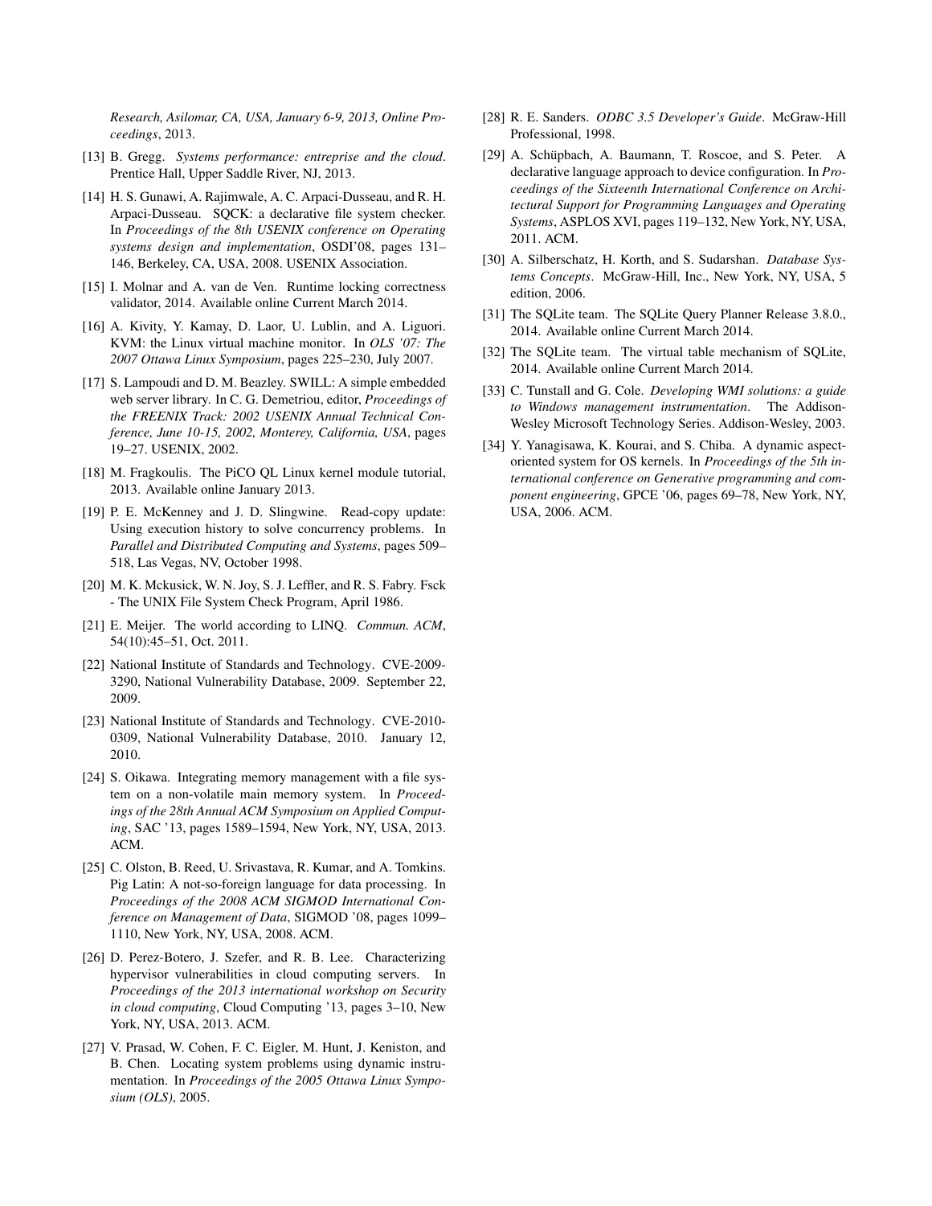*Research, Asilomar, CA, USA, January 6-9, 2013, Online Proceedings*, 2013.

[13] B. Gregg. *Systems performance: entreprise and the cloud*. Prentice Hall, Upper Saddle River, NJ, 2013.

[14] H. S. Gunawi, A. Rajimwale, A. C. Arpaci-Dusseau, and R. H. Arpaci-Dusseau. SQCK: a declarative file system checker. In *Proceedings of the 8th USENIX conference on Operating systems design and implementation*, OSDI'08, pages 131–146, Berkeley, CA, USA, 2008. USENIX Association.

[15] I. Molnar and A. van de Ven. Runtime locking correctness validator, 2014. Available online Current March 2014.

[16] A. Kivity, Y. Kamay, D. Laor, U. Lublin, and A. Liguori. KVM: the Linux virtual machine monitor. In *OLS '07: The 2007 Ottawa Linux Symposium*, pages 225–230, July 2007.

[17] S. Lampoudi and D. M. Beazley. SWILL: A simple embedded web server library. In C. G. Demetriou, editor, *Proceedings of the FREENIX Track: 2002 USENIX Annual Technical Conference, June 10-15, 2002, Monterey, California, USA*, pages 19–27. USENIX, 2002.

[18] M. Fragkoulis. The PiCO QL Linux kernel module tutorial, 2013. Available online January 2013.

[19] P. E. McKenney and J. D. Slingwine. Read-copy update: Using execution history to solve concurrency problems. In *Parallel and Distributed Computing and Systems*, pages 509–518, Las Vegas, NV, October 1998.

[20] M. K. Mckusick, W. N. Joy, S. J. Leffler, and R. S. Fabry. Fsck - The UNIX File System Check Program, April 1986.

[21] E. Meijer. The world according to LINQ. *Commun. ACM*, 54(10):45–51, Oct. 2011.

[22] National Institute of Standards and Technology. CVE-2009-3290, National Vulnerability Database, 2009. September 22, 2009.

[23] National Institute of Standards and Technology. CVE-2010-0309, National Vulnerability Database, 2010. January 12, 2010.

[24] S. Oikawa. Integrating memory management with a file system on a non-volatile main memory system. In *Proceedings of the 28th Annual ACM Symposium on Applied Computing*, SAC '13, pages 1589–1594, New York, NY, USA, 2013. ACM.

[25] C. Olston, B. Reed, U. Srivastava, R. Kumar, and A. Tomkins. Pig Latin: A not-so-foreign language for data processing. In *Proceedings of the 2008 ACM SIGMOD International Conference on Management of Data*, SIGMOD '08, pages 1099–1110, New York, NY, USA, 2008. ACM.

[26] D. Perez-Botero, J. Szefer, and R. B. Lee. Characterizing hypervisor vulnerabilities in cloud computing servers. In *Proceedings of the 2013 international workshop on Security in cloud computing*, Cloud Computing '13, pages 3–10, New York, NY, USA, 2013. ACM.

[27] V. Prasad, W. Cohen, F. C. Eigler, M. Hunt, J. Keniston, and B. Chen. Locating system problems using dynamic instrumentation. In *Proceedings of the 2005 Ottawa Linux Symposium (OLS)*, 2005.

[28] R. E. Sanders. *ODBC 3.5 Developer's Guide*. McGraw-Hill Professional, 1998.

[29] A. Schüpbach, A. Baumann, T. Roscoe, and S. Peter. A declarative language approach to device configuration. In *Proceedings of the Sixteenth International Conference on Architectural Support for Programming Languages and Operating Systems*, ASPLOS XVI, pages 119–132, New York, NY, USA, 2011. ACM.

[30] A. Silberschatz, H. Korth, and S. Sudarshan. *Database Systems Concepts*. McGraw-Hill, Inc., New York, NY, USA, 5 edition, 2006.

[31] The SQLite team. The SQLite Query Planner Release 3.8.0., 2014. Available online Current March 2014.

[32] The SQLite team. The virtual table mechanism of SQLite, 2014. Available online Current March 2014.

[33] C. Tunstall and G. Cole. *Developing WMI solutions: a guide to Windows management instrumentation*. The Addison-Wesley Microsoft Technology Series. Addison-Wesley, 2003.

[34] Y. Yanagisawa, K. Kourai, and S. Chiba. A dynamic aspect-oriented system for OS kernels. In *Proceedings of the 5th international conference on Generative programming and component engineering*, GPCE '06, pages 69–78, New York, NY, USA, 2006. ACM.